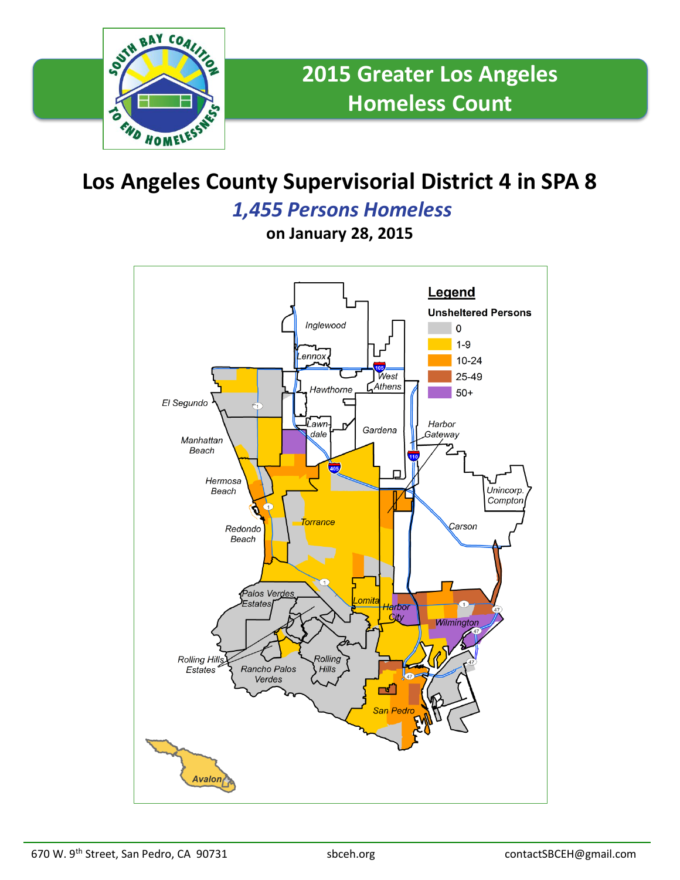# 2015 Greater Los Angeles Homeless Count

## Los Angeles County Supervisorial District 4 in SPA 8

***1,455 Persons Homeless***

**on January 28, 2015**

**Legend**

**Unsheltered Persons**

- 0
- 1-9
- 10-24
- 25-49
- 50+

Inglewood, Lennox, West Athens, Hawthorne, El Segundo, Lawndale, Gardena, Harbor Gateway, Manhattan Beach, Hermosa Beach, Unincorp. Compton, Torrance, Carson, Redondo Beach, Palos Verdes Estates, Lomita, Harbor City, Wilmington, Rolling Hills Estates, Rancho Palos Verdes, Rolling Hills, San Pedro, Avalon

670 W. 9th Street, San Pedro, CA 90731 | sbceh.org | contactSBCEH@gmail.com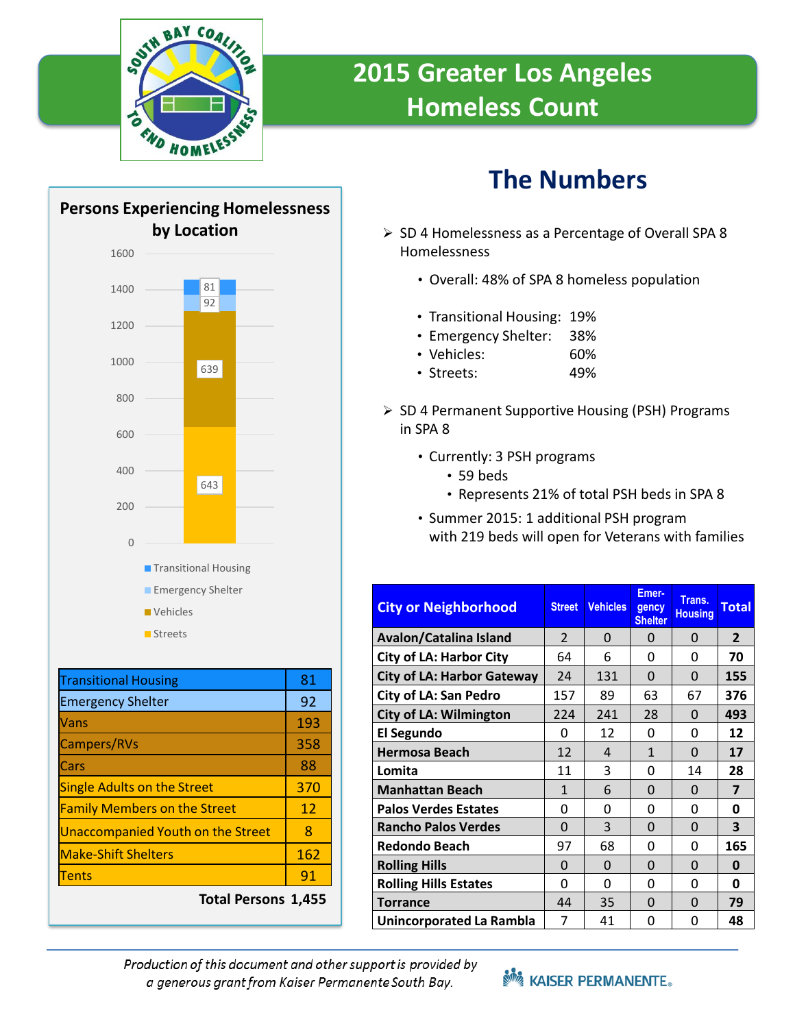# 2015 Greater Los Angeles Homeless Count

SOUTH BAY COALITION TO END HOMELESSNESS

## Persons Experiencing Homelessness by Location

1600
1400
1200
1000
800
600
400
200
0

81
92
639
643

Transitional Housing
Emergency Shelter
Vehicles
Streets

| | |
|---|---|
| Transitional Housing | 81 |
| Emergency Shelter | 92 |
| Vans | 193 |
| Campers/RVs | 358 |
| Cars | 88 |
| Single Adults on the Street | 370 |
| Family Members on the Street | 12 |
| Unaccompanied Youth on the Street | 8 |
| Make-Shift Shelters | 162 |
| Tents | 91 |

**Total Persons 1,455**

## The Numbers

- SD 4 Homelessness as a Percentage of Overall SPA 8 Homelessness
  - Overall: 48% of SPA 8 homeless population
  - Transitional Housing: 19%
  - Emergency Shelter: 38%
  - Vehicles: 60%
  - Streets: 49%
- SD 4 Permanent Supportive Housing (PSH) Programs in SPA 8
  - Currently: 3 PSH programs
    - 59 beds
    - Represents 21% of total PSH beds in SPA 8
  - Summer 2015: 1 additional PSH program with 219 beds will open for Veterans with families

| City or Neighborhood | Street | Vehicles | Emergency Shelter | Trans. Housing | Total |
|---|---|---|---|---|---|
| **Avalon/Catalina Island** | 2 | 0 | 0 | 0 | **2** |
| **City of LA: Harbor City** | 64 | 6 | 0 | 0 | **70** |
| **City of LA: Harbor Gateway** | 24 | 131 | 0 | 0 | **155** |
| **City of LA: San Pedro** | 157 | 89 | 63 | 67 | **376** |
| **City of LA: Wilmington** | 224 | 241 | 28 | 0 | **493** |
| **El Segundo** | 0 | 12 | 0 | 0 | **12** |
| **Hermosa Beach** | 12 | 4 | 1 | 0 | **17** |
| **Lomita** | 11 | 3 | 0 | 14 | **28** |
| **Manhattan Beach** | 1 | 6 | 0 | 0 | **7** |
| **Palos Verdes Estates** | 0 | 0 | 0 | 0 | **0** |
| **Rancho Palos Verdes** | 0 | 3 | 0 | 0 | **3** |
| **Redondo Beach** | 97 | 68 | 0 | 0 | **165** |
| **Rolling Hills** | 0 | 0 | 0 | 0 | **0** |
| **Rolling Hills Estates** | 0 | 0 | 0 | 0 | **0** |
| **Torrance** | 44 | 35 | 0 | 0 | **79** |
| **Unincorporated La Rambla** | 7 | 41 | 0 | 0 | **48** |

*Production of this document and other support is provided by a generous grant from Kaiser Permanente South Bay.*

KAISER PERMANENTE.